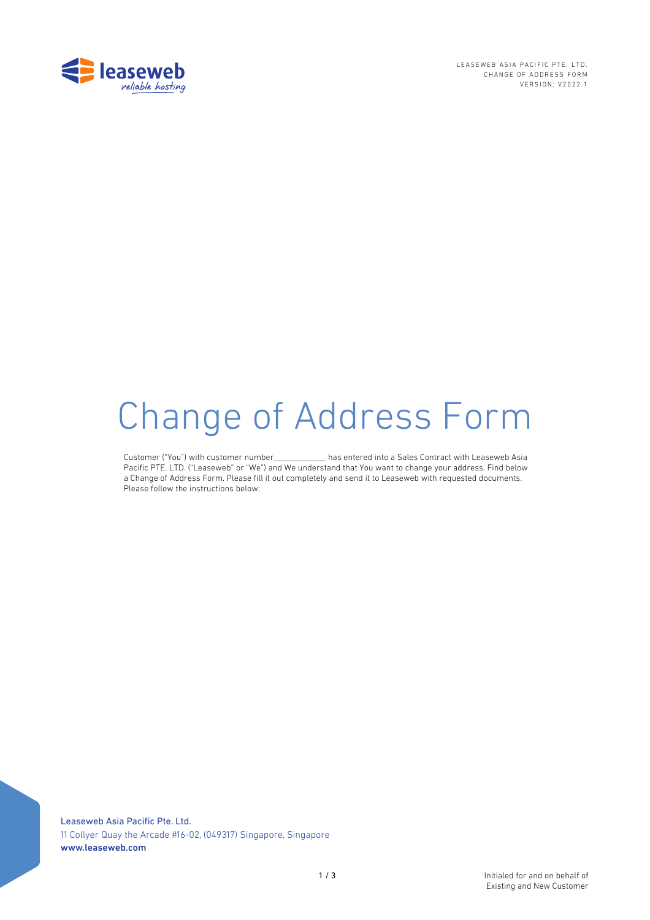# Change of Address Form

Customer ("You") with customer number____________ has entered into a Sales Contract with Leaseweb Asia Pacific PTE. LTD. ("Leaseweb" or "We") and We understand that You want to change your address. Find below a Change of Address Form. Please fill it out completely and send it to Leaseweb with requested documents. Please follow the instructions below: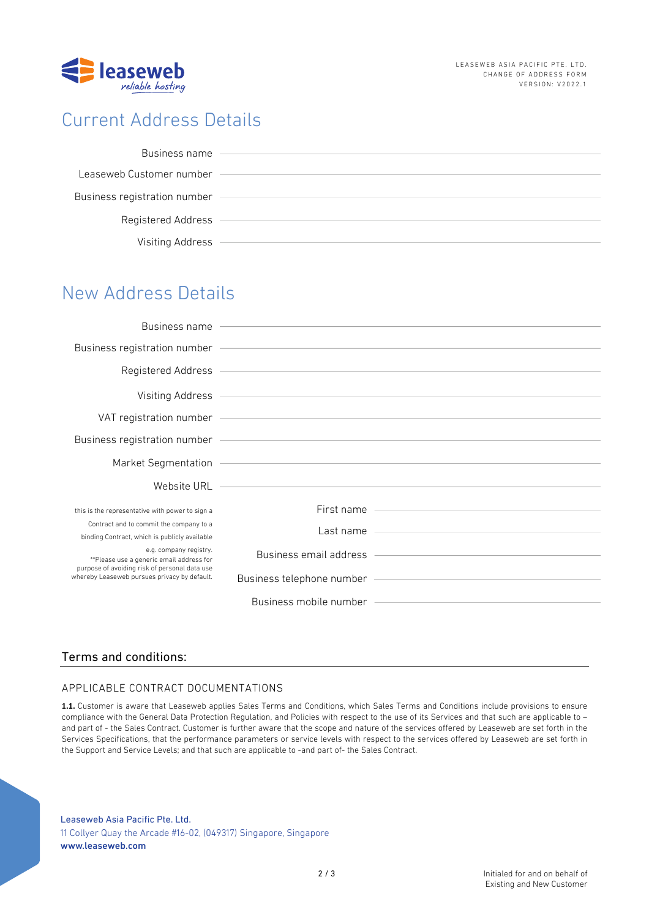## Current Address Details

Business name

Leaseweb Customer number

Business registration number

Registered Address

Visiting Address

## New Address Details

Business name

Business registration number

Registered Address

Visiting Address

VAT registration number

Business registration number

Market Segmentation

Website URL

this is the representative with power to sign a Contract and to commit the company to a binding Contract, which is publicly available e.g. company registry.
**Please use a generic email address for purpose of avoiding risk of personal data use whereby Leaseweb pursues privacy by default.

First name

Last name

Business email address

Business telephone number

Business mobile number

### Terms and conditions:

#### APPLICABLE CONTRACT DOCUMENTATIONS

**1.1.** Customer is aware that Leaseweb applies Sales Terms and Conditions, which Sales Terms and Conditions include provisions to ensure compliance with the General Data Protection Regulation, and Policies with respect to the use of its Services and that such are applicable to – and part of - the Sales Contract. Customer is further aware that the scope and nature of the services offered by Leaseweb are set forth in the Services Specifications, that the performance parameters or service levels with respect to the services offered by Leaseweb are set forth in the Support and Service Levels; and that such are applicable to -and part of- the Sales Contract.

Initialed for and on behalf of Existing and New Customer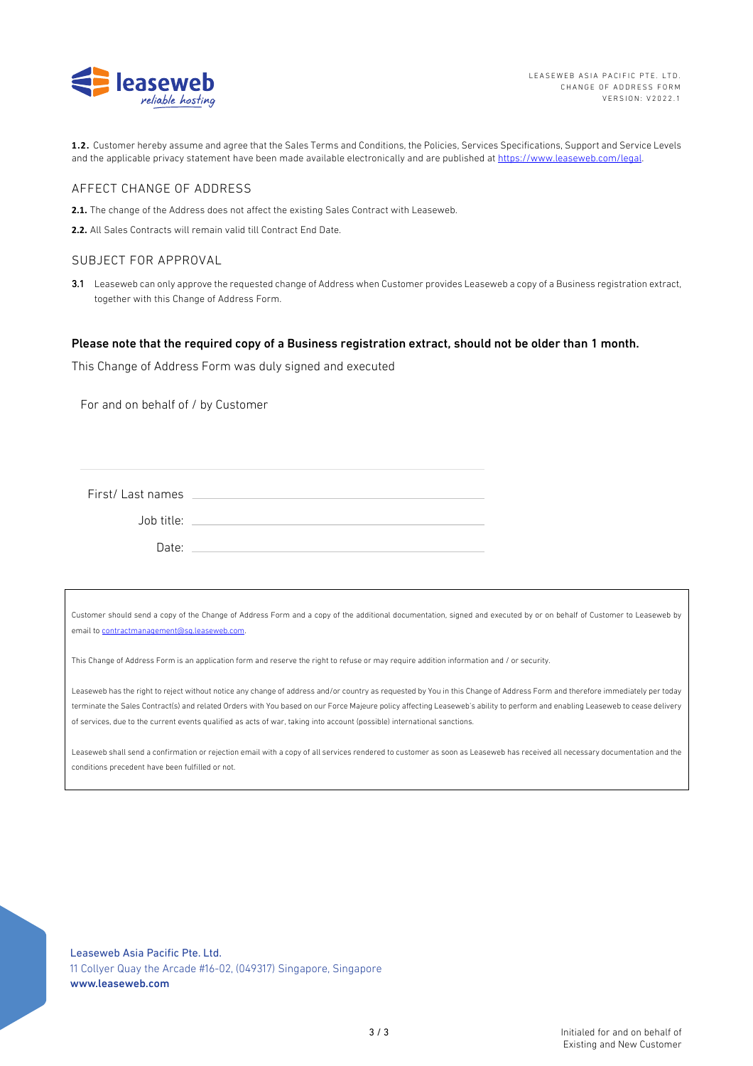**1.2.** Customer hereby assume and agree that the Sales Terms and Conditions, the Policies, Services Specifications, Support and Service Levels and the applicable privacy statement have been made available electronically and are published at https://www.leaseweb.com/legal.

## AFFECT CHANGE OF ADDRESS

**2.1.** The change of the Address does not affect the existing Sales Contract with Leaseweb.

**2.2.** All Sales Contracts will remain valid till Contract End Date.

## SUBJECT FOR APPROVAL

**3.1** Leaseweb can only approve the requested change of Address when Customer provides Leaseweb a copy of a Business registration extract, together with this Change of Address Form.

**Please note that the required copy of a Business registration extract, should not be older than 1 month.**

This Change of Address Form was duly signed and executed

For and on behalf of / by Customer

First/ Last names \_\_\_\_\_\_\_\_\_\_\_\_\_\_\_\_\_\_\_\_\_\_\_\_\_\_\_\_\_\_

Job title: \_\_\_\_\_\_\_\_\_\_\_\_\_\_\_\_\_\_\_\_\_\_\_\_\_\_\_\_\_\_

Date: \_\_\_\_\_\_\_\_\_\_\_\_\_\_\_\_\_\_\_\_\_\_\_\_\_\_\_\_\_\_

Customer should send a copy of the Change of Address Form and a copy of the additional documentation, signed and executed by or on behalf of Customer to Leaseweb by email to contractmanagement@sg.leaseweb.com.

This Change of Address Form is an application form and reserve the right to refuse or may require addition information and / or security.

Leaseweb has the right to reject without notice any change of address and/or country as requested by You in this Change of Address Form and therefore immediately per today terminate the Sales Contract(s) and related Orders with You based on our Force Majeure policy affecting Leaseweb's ability to perform and enabling Leaseweb to cease delivery of services, due to the current events qualified as acts of war, taking into account (possible) international sanctions.

Leaseweb shall send a confirmation or rejection email with a copy of all services rendered to customer as soon as Leaseweb has received all necessary documentation and the conditions precedent have been fulfilled or not.

Leaseweb Asia Pacific Pte. Ltd.
11 Collyer Quay the Arcade #16-02, (049317) Singapore, Singapore
**www.leaseweb.com**

Initialed for and on behalf of
Existing and New Customer